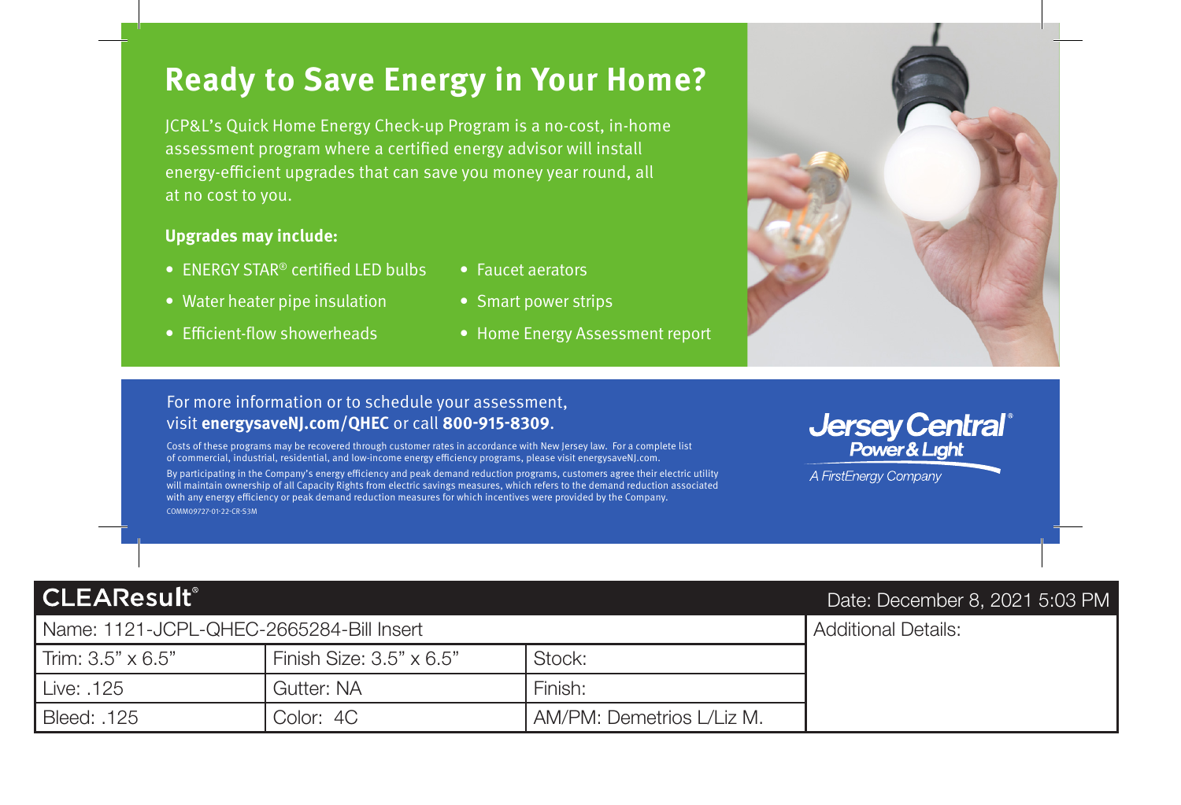# Ready to Save Energy in Your Home?

JCP&L's Quick Home Energy Check-up Program is a no-cost, in-home assessment program where a certified energy advisor will install energy-efficient upgrades that can save you money year round, all at no cost to you.

**Upgrades may include:**

- ENERGY STAR® certified LED bulbs
- Water heater pipe insulation
- Efficient-flow showerheads
- Faucet aerators
- Smart power strips
- Home Energy Assessment report

For more information or to schedule your assessment, visit **energysaveNJ.com/QHEC** or call **800-915-8309**.

Costs of these programs may be recovered through customer rates in accordance with New Jersey law. For a complete list of commercial, industrial, residential, and low-income energy efficiency programs, please visit energysaveNJ.com.

By participating in the Company's energy efficiency and peak demand reduction programs, customers agree their electric utility will maintain ownership of all Capacity Rights from electric savings measures, which refers to the demand reduction associated with any energy efficiency or peak demand reduction measures for which incentives were provided by the Company.

COMM09727-01-22-CR-S3M

Jersey Central® Power & Light
A FirstEnergy Company

| CLEAResult® | | | Date: December 8, 2021 5:03 PM |
|---|---|---|---|
| Name: 1121-JCPL-QHEC-2665284-Bill Insert | | | Additional Details: |
| Trim: 3.5" x 6.5" | Finish Size: 3.5" x 6.5" | Stock: | |
| Live: .125 | Gutter: NA | Finish: | |
| Bleed: .125 | Color: 4C | AM/PM: Demetrios L/Liz M. | |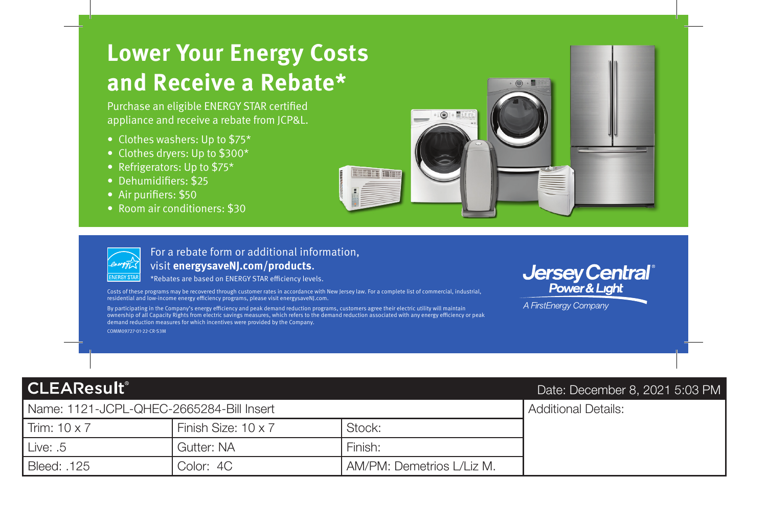# Lower Your Energy Costs and Receive a Rebate*

Purchase an eligible ENERGY STAR certified appliance and receive a rebate from JCP&L.

- Clothes washers: Up to $75*
- Clothes dryers: Up to $300*
- Refrigerators: Up to $75*
- Dehumidifiers: $25
- Air purifiers: $50
- Room air conditioners: $30

ENERGY STAR

For a rebate form or additional information, visit **energysaveNJ.com/products**.

*Rebates are based on ENERGY STAR efficiency levels.

Costs of these programs may be recovered through customer rates in accordance with New Jersey law. For a complete list of commercial, industrial, residential and low-income energy efficiency programs, please visit energysaveNJ.com.

By participating in the Company's energy efficiency and peak demand reduction programs, customers agree their electric utility will maintain ownership of all Capacity Rights from electric savings measures, which refers to the demand reduction associated with any energy efficiency or peak demand reduction measures for which incentives were provided by the Company.

COMM09727-01-22-CR-S3M

Jersey Central Power & Light
A FirstEnergy Company

| CLEAResult® | | | Date: December 8, 2021 5:03 PM |
|---|---|---|---|
| Name: 1121-JCPL-QHEC-2665284-Bill Insert | | | Additional Details: |
| Trim: 10 x 7 | Finish Size: 10 x 7 | Stock: | |
| Live: .5 | Gutter: NA | Finish: | |
| Bleed: .125 | Color: 4C | AM/PM: Demetrios L/Liz M. | |